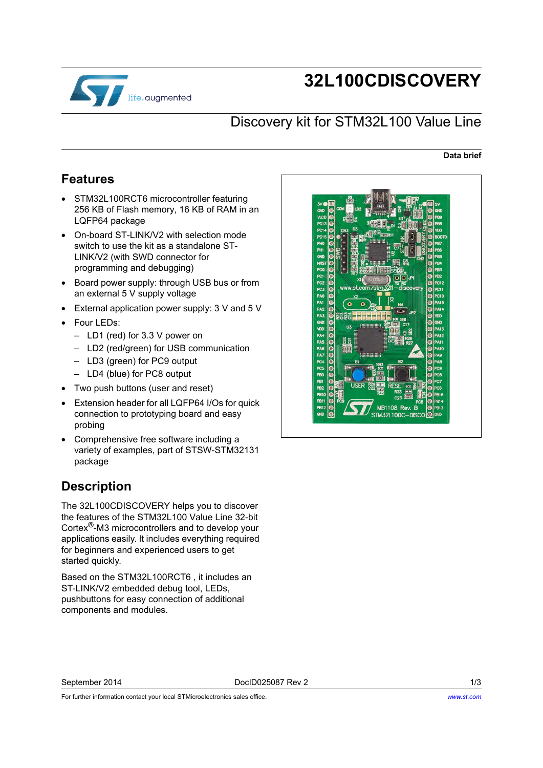# 32L100CDISCOVERY

## Discovery kit for STM32L100 Value Line

**Data brief**

## Features

- STM32L100RCT6 microcontroller featuring 256 KB of Flash memory, 16 KB of RAM in an LQFP64 package
- On-board ST-LINK/V2 with selection mode switch to use the kit as a standalone ST-LINK/V2 (with SWD connector for programming and debugging)
- Board power supply: through USB bus or from an external 5 V supply voltage
- External application power supply: 3 V and 5 V
- Four LEDs:
  - LD1 (red) for 3.3 V power on
  - LD2 (red/green) for USB communication
  - LD3 (green) for PC9 output
  - LD4 (blue) for PC8 output
- Two push buttons (user and reset)
- Extension header for all LQFP64 I/Os for quick connection to prototyping board and easy probing
- Comprehensive free software including a variety of examples, part of STSW-STM32131 package

## Description

The 32L100CDISCOVERY helps you to discover the features of the STM32L100 Value Line 32-bit Cortex®-M3 microcontrollers and to develop your applications easily. It includes everything required for beginners and experienced users to get started quickly.

Based on the STM32L100RCT6 , it includes an ST-LINK/V2 embedded debug tool, LEDs, pushbuttons for easy connection of additional components and modules.

September 2014 DocID025087 Rev 2

For further information contact your local STMicroelectronics sales office. www.st.com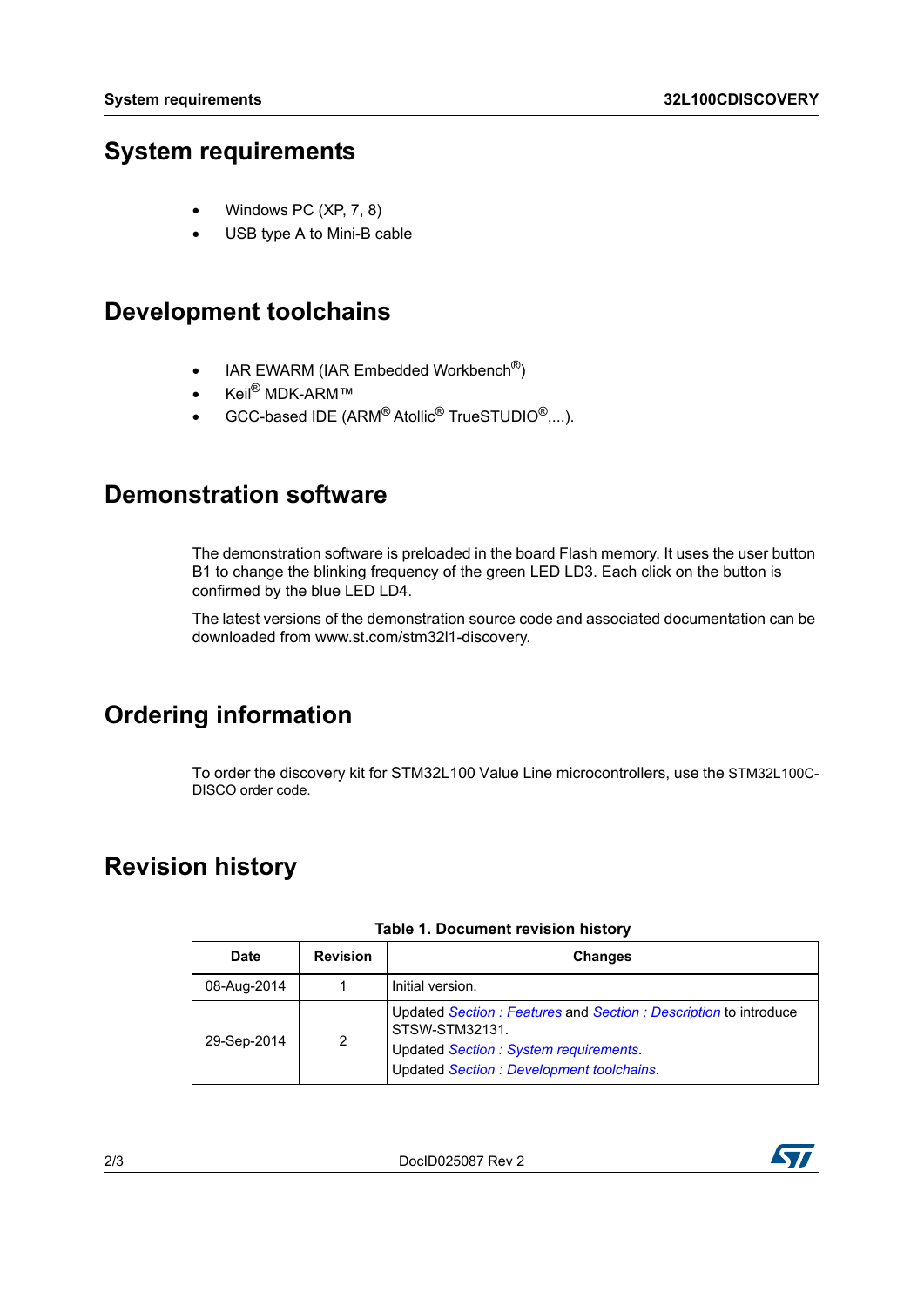# System requirements

- Windows PC (XP, 7, 8)
- USB type A to Mini-B cable

# Development toolchains

- IAR EWARM (IAR Embedded Workbench®)
- Keil® MDK-ARM™
- GCC-based IDE (ARM® Atollic® TrueSTUDIO®,...).

# Demonstration software

The demonstration software is preloaded in the board Flash memory. It uses the user button B1 to change the blinking frequency of the green LED LD3. Each click on the button is confirmed by the blue LED LD4.

The latest versions of the demonstration source code and associated documentation can be downloaded from www.st.com/stm32l1-discovery.

# Ordering information

To order the discovery kit for STM32L100 Value Line microcontrollers, use the STM32L100C-DISCO order code.

# Revision history

**Table 1. Document revision history**

| Date | Revision | Changes |
|---|---|---|
| 08-Aug-2014 | 1 | Initial version. |
| 29-Sep-2014 | 2 | Updated *Section : Features* and *Section : Description* to introduce STSW-STM32131.<br>Updated *Section : System requirements*.<br>Updated *Section : Development toolchains*. |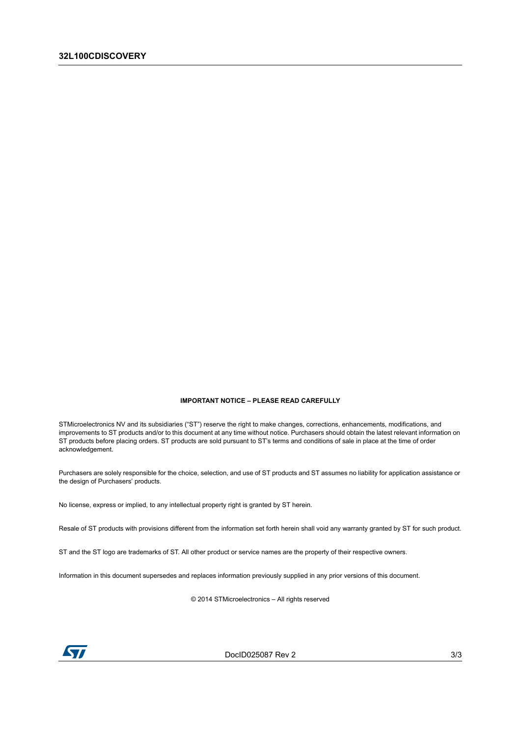**IMPORTANT NOTICE – PLEASE READ CAREFULLY**

STMicroelectronics NV and its subsidiaries (“ST”) reserve the right to make changes, corrections, enhancements, modifications, and improvements to ST products and/or to this document at any time without notice. Purchasers should obtain the latest relevant information on ST products before placing orders. ST products are sold pursuant to ST’s terms and conditions of sale in place at the time of order acknowledgement.

Purchasers are solely responsible for the choice, selection, and use of ST products and ST assumes no liability for application assistance or the design of Purchasers’ products.

No license, express or implied, to any intellectual property right is granted by ST herein.

Resale of ST products with provisions different from the information set forth herein shall void any warranty granted by ST for such product.

ST and the ST logo are trademarks of ST. All other product or service names are the property of their respective owners.

Information in this document supersedes and replaces information previously supplied in any prior versions of this document.

© 2014 STMicroelectronics – All rights reserved